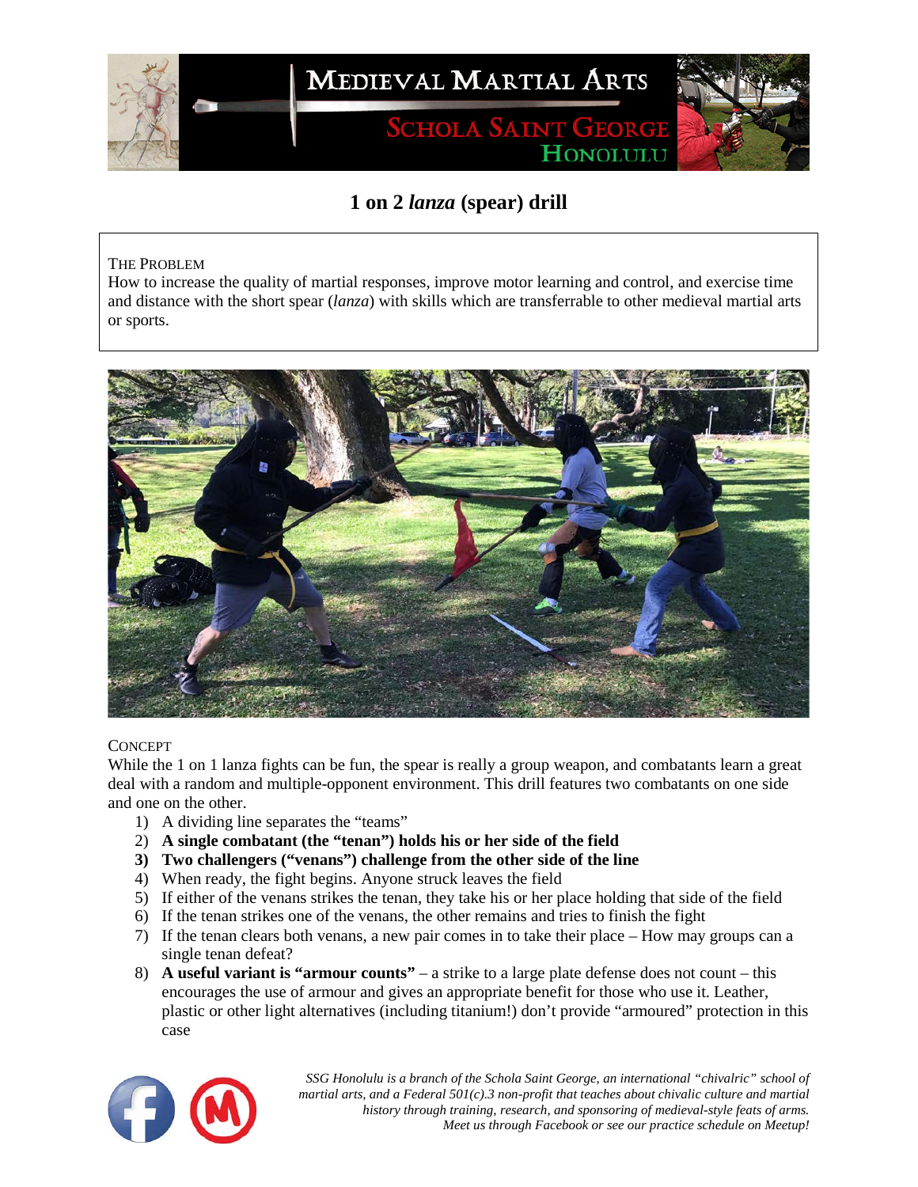# 1 on 2 *lanza* (spear) drill

THE PROBLEM

How to increase the quality of martial responses, improve motor learning and control, and exercise time and distance with the short spear (*lanza*) with skills which are transferrable to other medieval martial arts or sports.

CONCEPT

While the 1 on 1 lanza fights can be fun, the spear is really a group weapon, and combatants learn a great deal with a random and multiple-opponent environment. This drill features two combatants on one side and one on the other.

1) A dividing line separates the "teams"
2) **A single combatant (the "tenan") holds his or her side of the field**
3) **Two challengers ("venans") challenge from the other side of the line**
4) When ready, the fight begins. Anyone struck leaves the field
5) If either of the venans strikes the tenan, they take his or her place holding that side of the field
6) If the tenan strikes one of the venans, the other remains and tries to finish the fight
7) If the tenan clears both venans, a new pair comes in to take their place – How may groups can a single tenan defeat?
8) **A useful variant is "armour counts"** – a strike to a large plate defense does not count – this encourages the use of armour and gives an appropriate benefit for those who use it. Leather, plastic or other light alternatives (including titanium!) don't provide "armoured" protection in this case

*SSG Honolulu is a branch of the Schola Saint George, an international "chivalric" school of martial arts, and a Federal 501(c).3 non-profit that teaches about chivalic culture and martial history through training, research, and sponsoring of medieval-style feats of arms. Meet us through Facebook or see our practice schedule on Meetup!*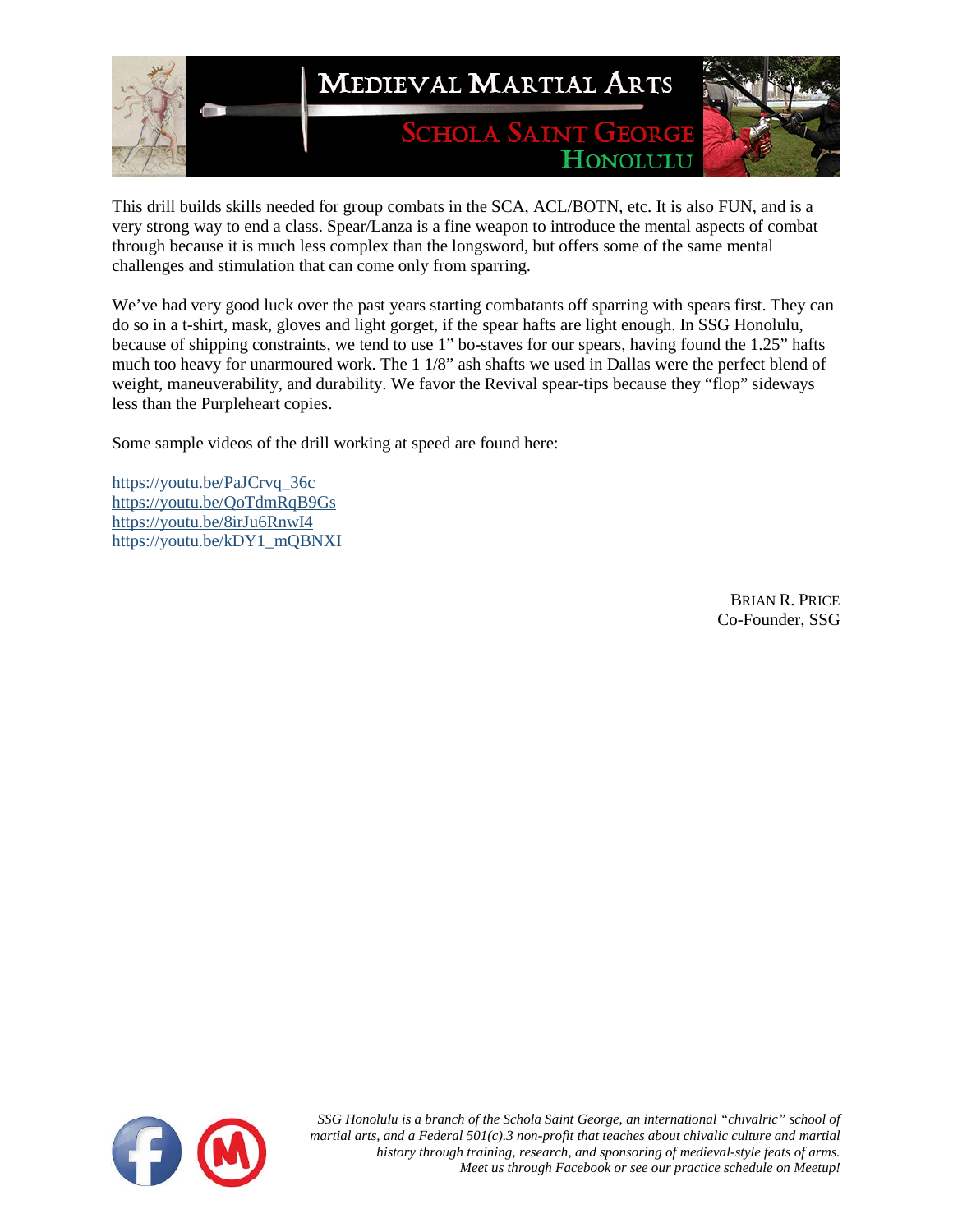This drill builds skills needed for group combats in the SCA, ACL/BOTN, etc. It is also FUN, and is a very strong way to end a class. Spear/Lanza is a fine weapon to introduce the mental aspects of combat through because it is much less complex than the longsword, but offers some of the same mental challenges and stimulation that can come only from sparring.

We've had very good luck over the past years starting combatants off sparring with spears first. They can do so in a t-shirt, mask, gloves and light gorget, if the spear hafts are light enough. In SSG Honolulu, because of shipping constraints, we tend to use 1" bo-staves for our spears, having found the 1.25" hafts much too heavy for unarmoured work. The 1 1/8" ash shafts we used in Dallas were the perfect blend of weight, maneuverability, and durability. We favor the Revival spear-tips because they "flop" sideways less than the Purpleheart copies.

Some sample videos of the drill working at speed are found here:

https://youtu.be/PaJCrvq_36c
https://youtu.be/QoTdmRqB9Gs
https://youtu.be/8irJu6RnwI4
https://youtu.be/kDY1_mQBNXI

BRIAN R. PRICE
Co-Founder, SSG

*SSG Honolulu is a branch of the Schola Saint George, an international "chivalric" school of martial arts, and a Federal 501(c).3 non-profit that teaches about chivalric culture and martial history through training, research, and sponsoring of medieval-style feats of arms. Meet us through Facebook or see our practice schedule on Meetup!*